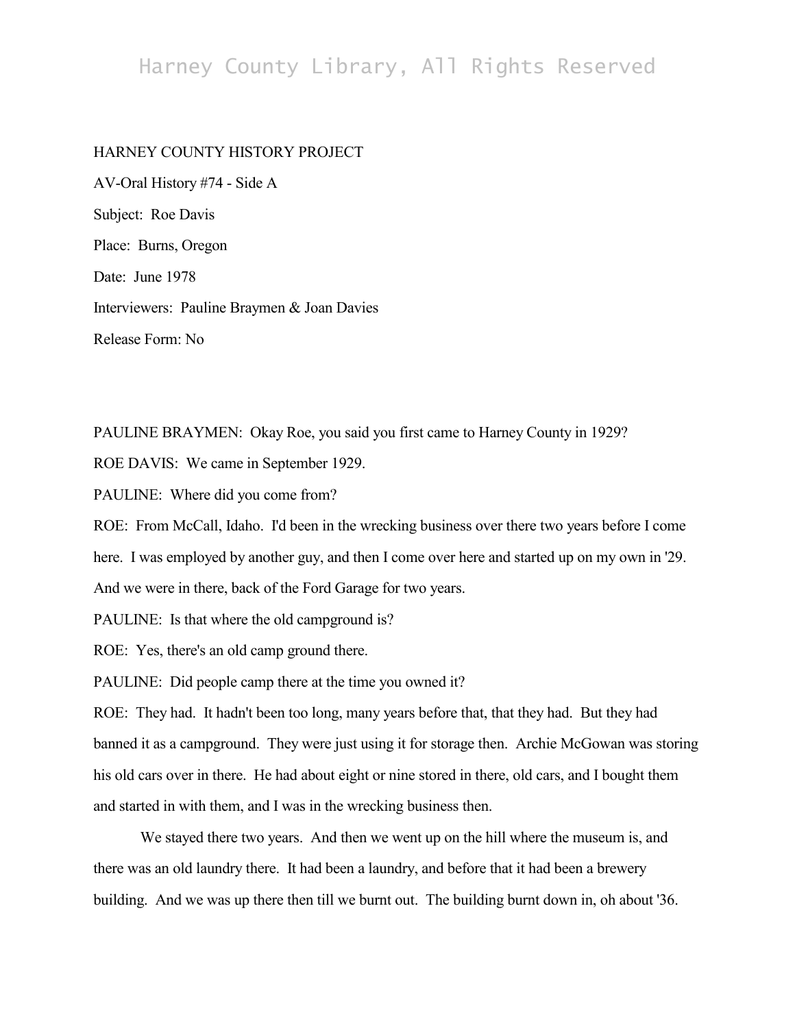HARNEY COUNTY HISTORY PROJECT

AV-Oral History #74 - Side A

Subject: Roe Davis

Place: Burns, Oregon

Date: June 1978

Interviewers: Pauline Braymen & Joan Davies

Release Form: No

PAULINE BRAYMEN: Okay Roe, you said you first came to Harney County in 1929?

ROE DAVIS: We came in September 1929.

PAULINE: Where did you come from?

ROE: From McCall, Idaho. I'd been in the wrecking business over there two years before I come here. I was employed by another guy, and then I come over here and started up on my own in '29. And we were in there, back of the Ford Garage for two years.

PAULINE: Is that where the old campground is?

ROE: Yes, there's an old camp ground there.

PAULINE: Did people camp there at the time you owned it?

ROE: They had. It hadn't been too long, many years before that, that they had. But they had banned it as a campground. They were just using it for storage then. Archie McGowan was storing his old cars over in there. He had about eight or nine stored in there, old cars, and I bought them and started in with them, and I was in the wrecking business then.

We stayed there two years. And then we went up on the hill where the museum is, and there was an old laundry there. It had been a laundry, and before that it had been a brewery building. And we was up there then till we burnt out. The building burnt down in, oh about '36.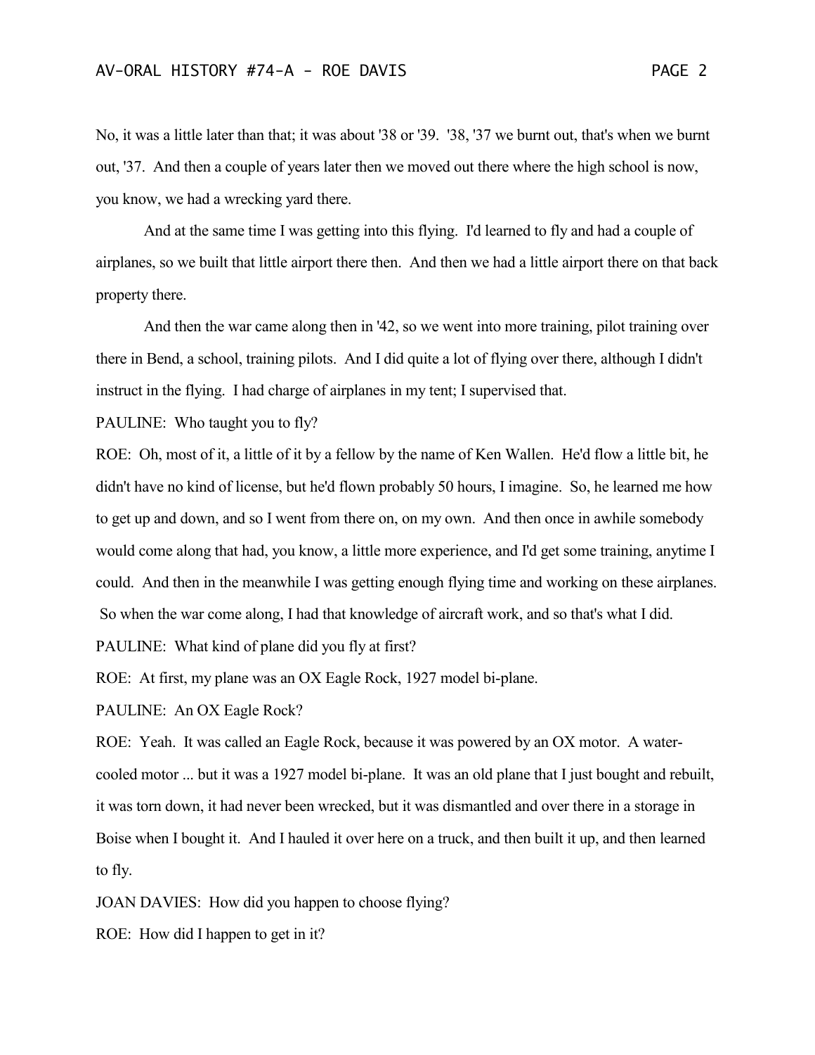No, it was a little later than that; it was about '38 or '39. '38, '37 we burnt out, that's when we burnt out, '37. And then a couple of years later then we moved out there where the high school is now, you know, we had a wrecking yard there.

And at the same time I was getting into this flying. I'd learned to fly and had a couple of airplanes, so we built that little airport there then. And then we had a little airport there on that back property there.

And then the war came along then in '42, so we went into more training, pilot training over there in Bend, a school, training pilots. And I did quite a lot of flying over there, although I didn't instruct in the flying. I had charge of airplanes in my tent; I supervised that.

PAULINE: Who taught you to fly?

ROE: Oh, most of it, a little of it by a fellow by the name of Ken Wallen. He'd flow a little bit, he didn't have no kind of license, but he'd flown probably 50 hours, I imagine. So, he learned me how to get up and down, and so I went from there on, on my own. And then once in awhile somebody would come along that had, you know, a little more experience, and I'd get some training, anytime I could. And then in the meanwhile I was getting enough flying time and working on these airplanes. So when the war come along, I had that knowledge of aircraft work, and so that's what I did.

PAULINE: What kind of plane did you fly at first?

ROE: At first, my plane was an OX Eagle Rock, 1927 model bi-plane.

PAULINE: An OX Eagle Rock?

ROE: Yeah. It was called an Eagle Rock, because it was powered by an OX motor. A water-cooled motor ... but it was a 1927 model bi-plane. It was an old plane that I just bought and rebuilt, it was torn down, it had never been wrecked, but it was dismantled and over there in a storage in Boise when I bought it. And I hauled it over here on a truck, and then built it up, and then learned to fly.

JOAN DAVIES: How did you happen to choose flying?

ROE: How did I happen to get in it?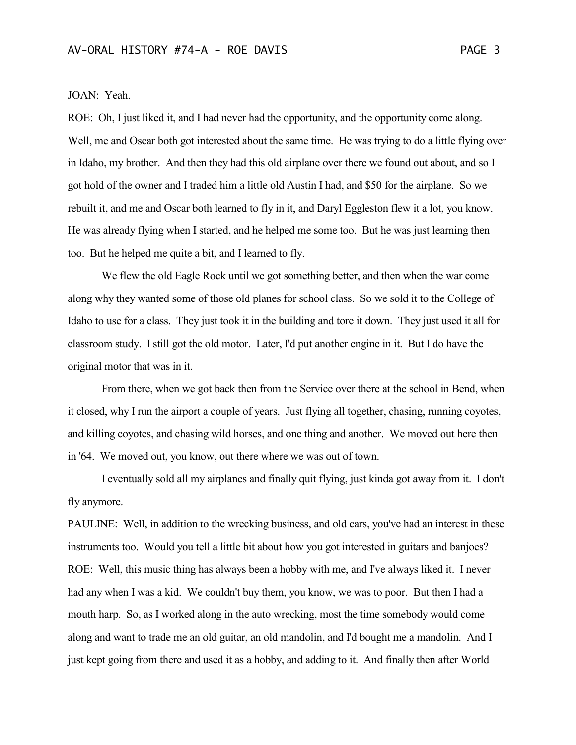JOAN: Yeah.

ROE: Oh, I just liked it, and I had never had the opportunity, and the opportunity come along. Well, me and Oscar both got interested about the same time. He was trying to do a little flying over in Idaho, my brother. And then they had this old airplane over there we found out about, and so I got hold of the owner and I traded him a little old Austin I had, and $50 for the airplane. So we rebuilt it, and me and Oscar both learned to fly in it, and Daryl Eggleston flew it a lot, you know. He was already flying when I started, and he helped me some too. But he was just learning then too. But he helped me quite a bit, and I learned to fly.

We flew the old Eagle Rock until we got something better, and then when the war come along why they wanted some of those old planes for school class. So we sold it to the College of Idaho to use for a class. They just took it in the building and tore it down. They just used it all for classroom study. I still got the old motor. Later, I'd put another engine in it. But I do have the original motor that was in it.

From there, when we got back then from the Service over there at the school in Bend, when it closed, why I run the airport a couple of years. Just flying all together, chasing, running coyotes, and killing coyotes, and chasing wild horses, and one thing and another. We moved out here then in '64. We moved out, you know, out there where we was out of town.

I eventually sold all my airplanes and finally quit flying, just kinda got away from it. I don't fly anymore.

PAULINE: Well, in addition to the wrecking business, and old cars, you've had an interest in these instruments too. Would you tell a little bit about how you got interested in guitars and banjoes?

ROE: Well, this music thing has always been a hobby with me, and I've always liked it. I never had any when I was a kid. We couldn't buy them, you know, we was to poor. But then I had a mouth harp. So, as I worked along in the auto wrecking, most the time somebody would come along and want to trade me an old guitar, an old mandolin, and I'd bought me a mandolin. And I just kept going from there and used it as a hobby, and adding to it. And finally then after World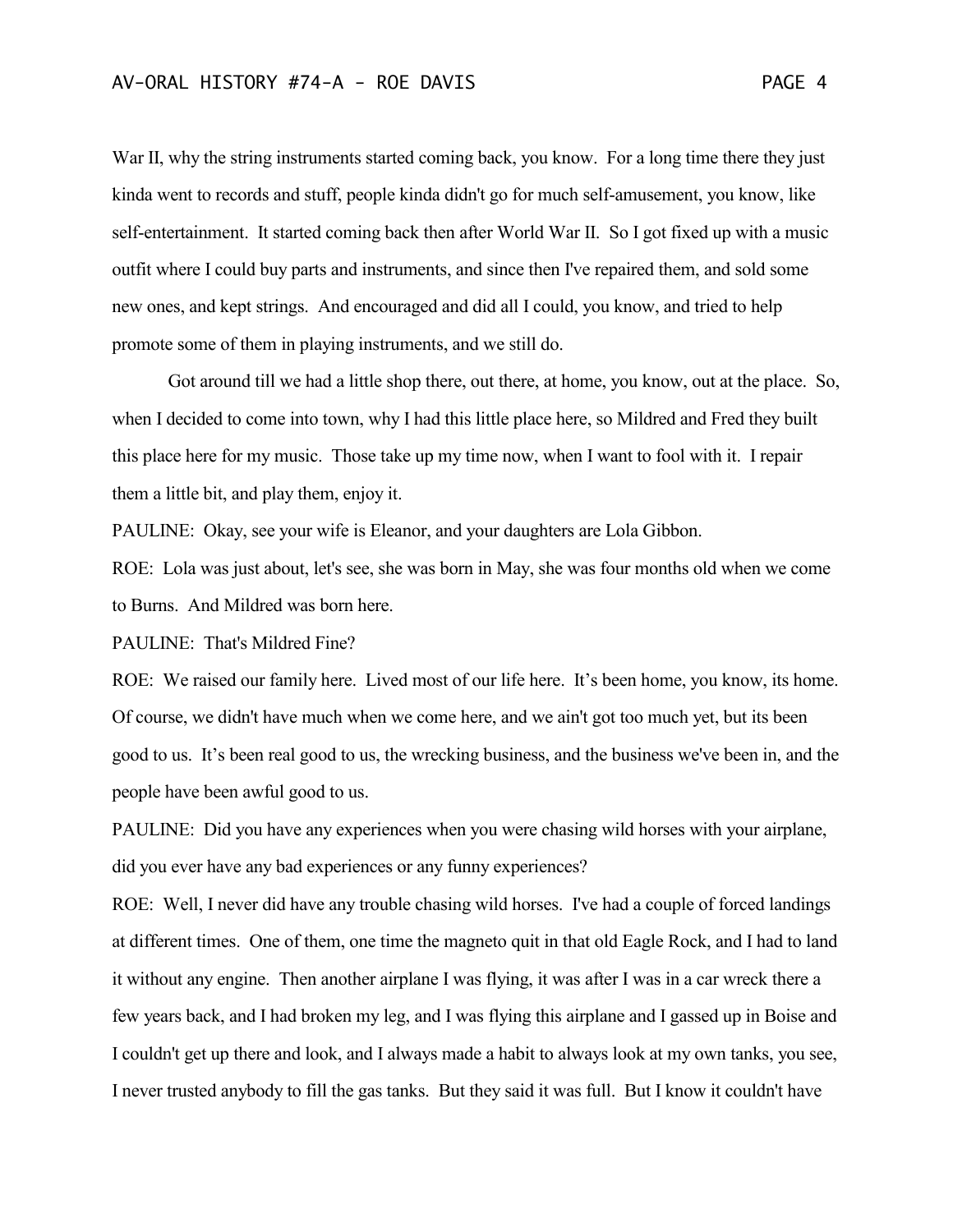War II, why the string instruments started coming back, you know. For a long time there they just kinda went to records and stuff, people kinda didn't go for much self-amusement, you know, like self-entertainment. It started coming back then after World War II. So I got fixed up with a music outfit where I could buy parts and instruments, and since then I've repaired them, and sold some new ones, and kept strings. And encouraged and did all I could, you know, and tried to help promote some of them in playing instruments, and we still do.

Got around till we had a little shop there, out there, at home, you know, out at the place. So, when I decided to come into town, why I had this little place here, so Mildred and Fred they built this place here for my music. Those take up my time now, when I want to fool with it. I repair them a little bit, and play them, enjoy it.

PAULINE: Okay, see your wife is Eleanor, and your daughters are Lola Gibbon.

ROE: Lola was just about, let's see, she was born in May, she was four months old when we come to Burns. And Mildred was born here.

PAULINE: That's Mildred Fine?

ROE: We raised our family here. Lived most of our life here. It's been home, you know, its home. Of course, we didn't have much when we come here, and we ain't got too much yet, but its been good to us. It's been real good to us, the wrecking business, and the business we've been in, and the people have been awful good to us.

PAULINE: Did you have any experiences when you were chasing wild horses with your airplane, did you ever have any bad experiences or any funny experiences?

ROE: Well, I never did have any trouble chasing wild horses. I've had a couple of forced landings at different times. One of them, one time the magneto quit in that old Eagle Rock, and I had to land it without any engine. Then another airplane I was flying, it was after I was in a car wreck there a few years back, and I had broken my leg, and I was flying this airplane and I gassed up in Boise and I couldn't get up there and look, and I always made a habit to always look at my own tanks, you see, I never trusted anybody to fill the gas tanks. But they said it was full. But I know it couldn't have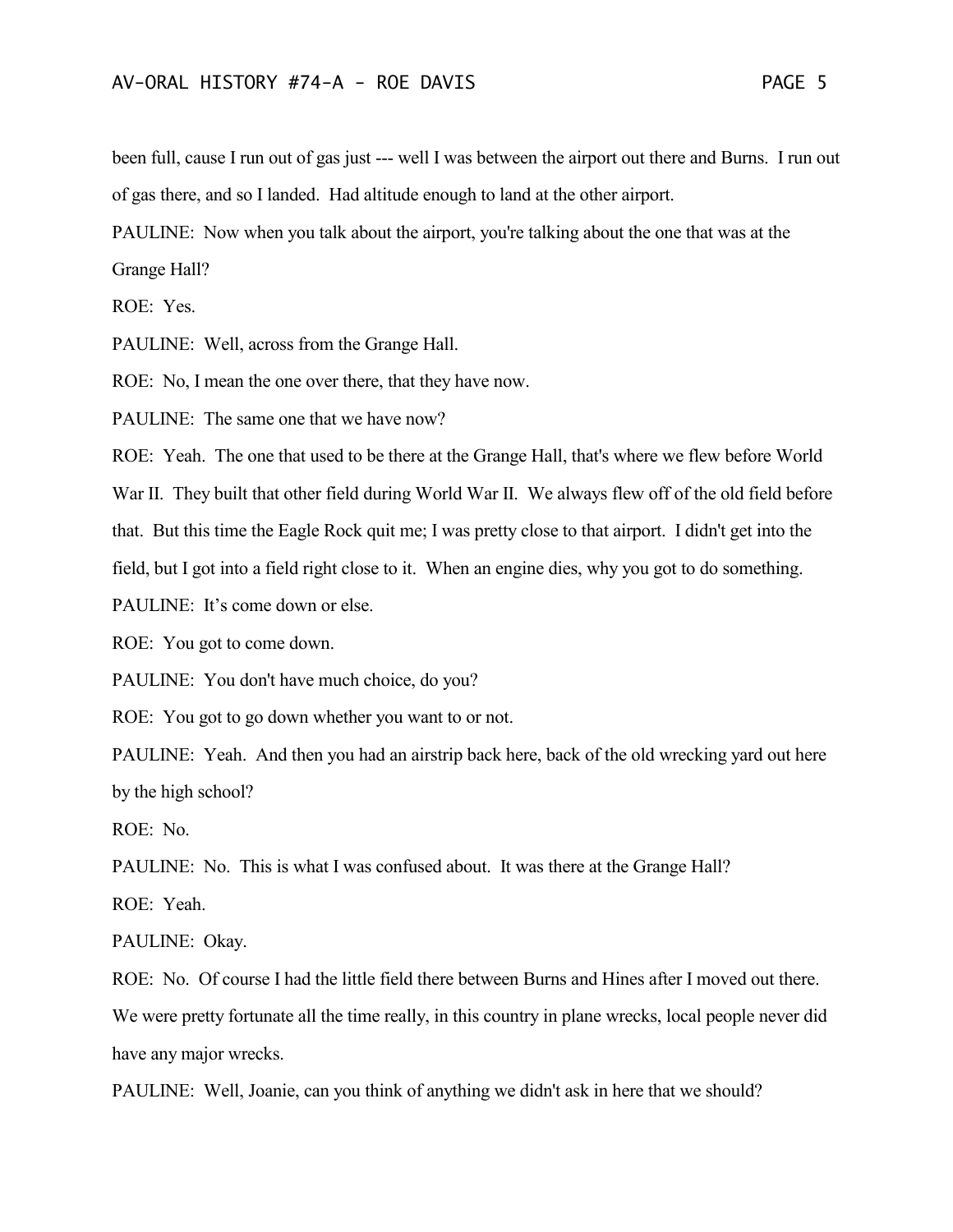been full, cause I run out of gas just --- well I was between the airport out there and Burns. I run out of gas there, and so I landed. Had altitude enough to land at the other airport.

PAULINE: Now when you talk about the airport, you're talking about the one that was at the Grange Hall?

ROE: Yes.

PAULINE: Well, across from the Grange Hall.

ROE: No, I mean the one over there, that they have now.

PAULINE: The same one that we have now?

ROE: Yeah. The one that used to be there at the Grange Hall, that's where we flew before World War II. They built that other field during World War II. We always flew off of the old field before that. But this time the Eagle Rock quit me; I was pretty close to that airport. I didn't get into the field, but I got into a field right close to it. When an engine dies, why you got to do something.

PAULINE: It's come down or else.

ROE: You got to come down.

PAULINE: You don't have much choice, do you?

ROE: You got to go down whether you want to or not.

PAULINE: Yeah. And then you had an airstrip back here, back of the old wrecking yard out here by the high school?

ROE: No.

PAULINE: No. This is what I was confused about. It was there at the Grange Hall?

ROE: Yeah.

PAULINE: Okay.

ROE: No. Of course I had the little field there between Burns and Hines after I moved out there. We were pretty fortunate all the time really, in this country in plane wrecks, local people never did have any major wrecks.

PAULINE: Well, Joanie, can you think of anything we didn't ask in here that we should?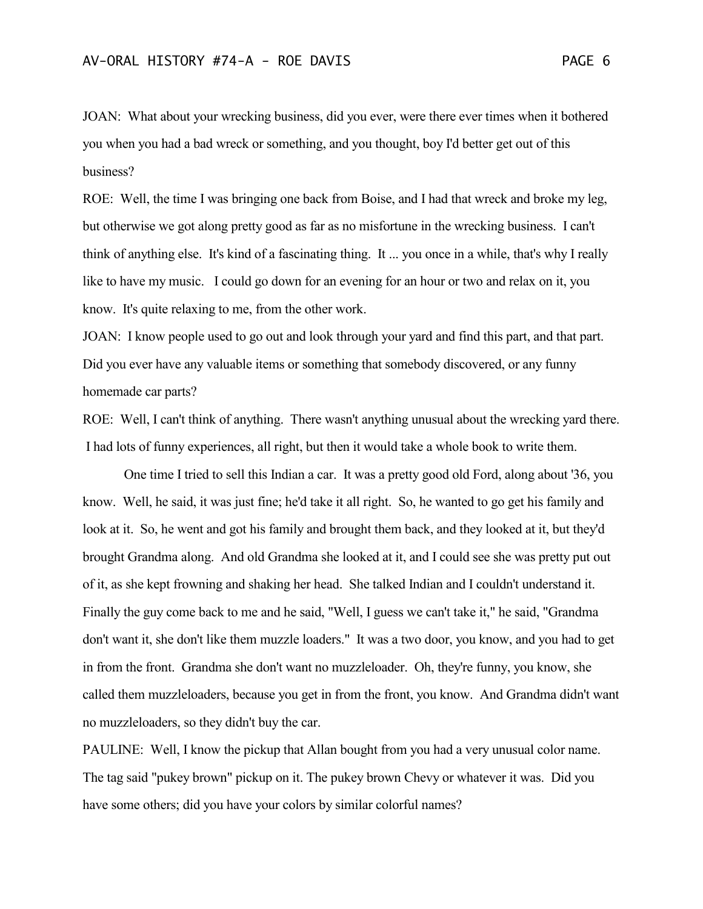JOAN: What about your wrecking business, did you ever, were there ever times when it bothered you when you had a bad wreck or something, and you thought, boy I'd better get out of this business?

ROE: Well, the time I was bringing one back from Boise, and I had that wreck and broke my leg, but otherwise we got along pretty good as far as no misfortune in the wrecking business. I can't think of anything else. It's kind of a fascinating thing. It ... you once in a while, that's why I really like to have my music. I could go down for an evening for an hour or two and relax on it, you know. It's quite relaxing to me, from the other work.

JOAN: I know people used to go out and look through your yard and find this part, and that part. Did you ever have any valuable items or something that somebody discovered, or any funny homemade car parts?

ROE: Well, I can't think of anything. There wasn't anything unusual about the wrecking yard there. I had lots of funny experiences, all right, but then it would take a whole book to write them.

One time I tried to sell this Indian a car. It was a pretty good old Ford, along about '36, you know. Well, he said, it was just fine; he'd take it all right. So, he wanted to go get his family and look at it. So, he went and got his family and brought them back, and they looked at it, but they'd brought Grandma along. And old Grandma she looked at it, and I could see she was pretty put out of it, as she kept frowning and shaking her head. She talked Indian and I couldn't understand it. Finally the guy come back to me and he said, "Well, I guess we can't take it," he said, "Grandma don't want it, she don't like them muzzle loaders." It was a two door, you know, and you had to get in from the front. Grandma she don't want no muzzleloader. Oh, they're funny, you know, she called them muzzleloaders, because you get in from the front, you know. And Grandma didn't want no muzzleloaders, so they didn't buy the car.

PAULINE: Well, I know the pickup that Allan bought from you had a very unusual color name. The tag said "pukey brown" pickup on it. The pukey brown Chevy or whatever it was. Did you have some others; did you have your colors by similar colorful names?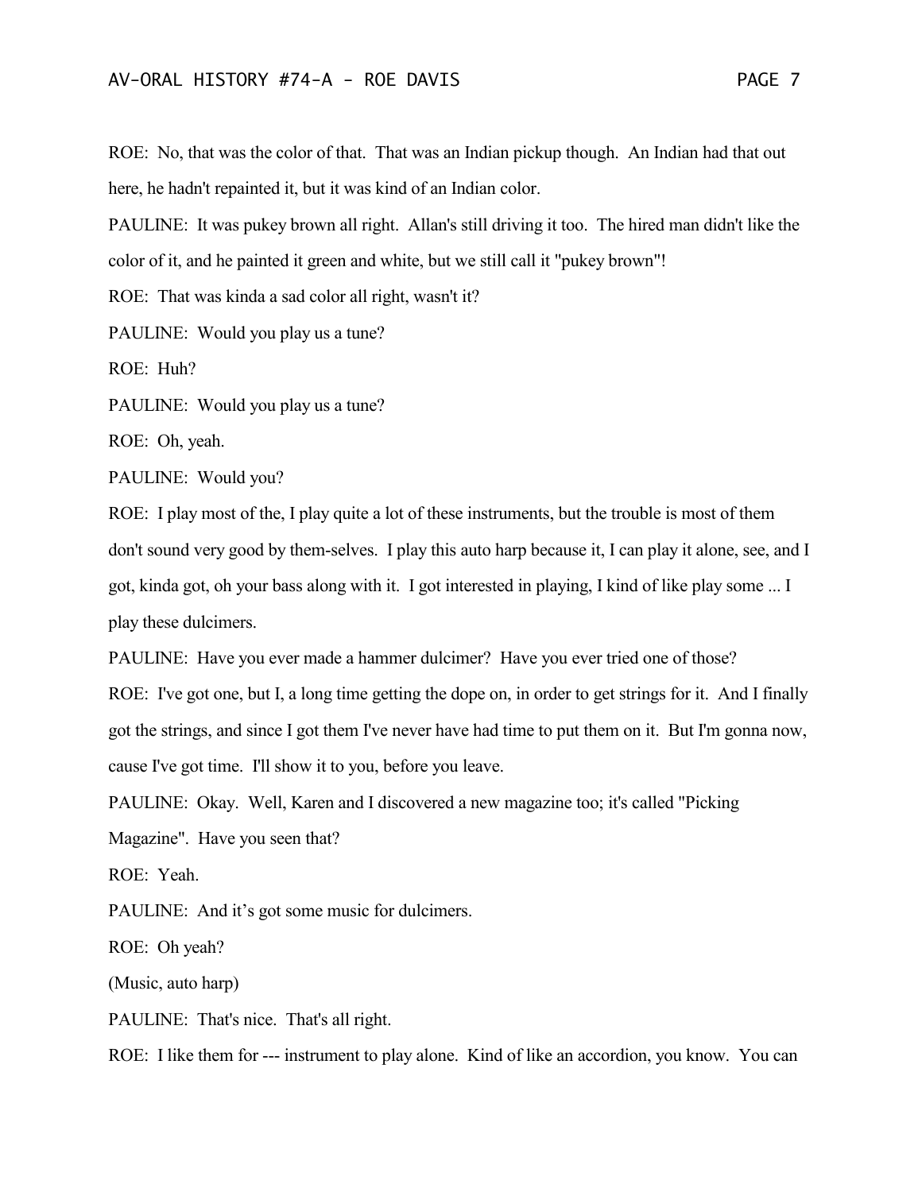ROE: No, that was the color of that. That was an Indian pickup though. An Indian had that out here, he hadn't repainted it, but it was kind of an Indian color.

PAULINE: It was pukey brown all right. Allan's still driving it too. The hired man didn't like the color of it, and he painted it green and white, but we still call it "pukey brown"!

ROE: That was kinda a sad color all right, wasn't it?

PAULINE: Would you play us a tune?

ROE: Huh?

PAULINE: Would you play us a tune?

ROE: Oh, yeah.

PAULINE: Would you?

ROE: I play most of the, I play quite a lot of these instruments, but the trouble is most of them don't sound very good by them-selves. I play this auto harp because it, I can play it alone, see, and I got, kinda got, oh your bass along with it. I got interested in playing, I kind of like play some ... I play these dulcimers.

PAULINE: Have you ever made a hammer dulcimer? Have you ever tried one of those?

ROE: I've got one, but I, a long time getting the dope on, in order to get strings for it. And I finally got the strings, and since I got them I've never have had time to put them on it. But I'm gonna now, cause I've got time. I'll show it to you, before you leave.

PAULINE: Okay. Well, Karen and I discovered a new magazine too; it's called "Picking Magazine". Have you seen that?

ROE: Yeah.

PAULINE: And it's got some music for dulcimers.

ROE: Oh yeah?

(Music, auto harp)

PAULINE: That's nice. That's all right.

ROE: I like them for --- instrument to play alone. Kind of like an accordion, you know. You can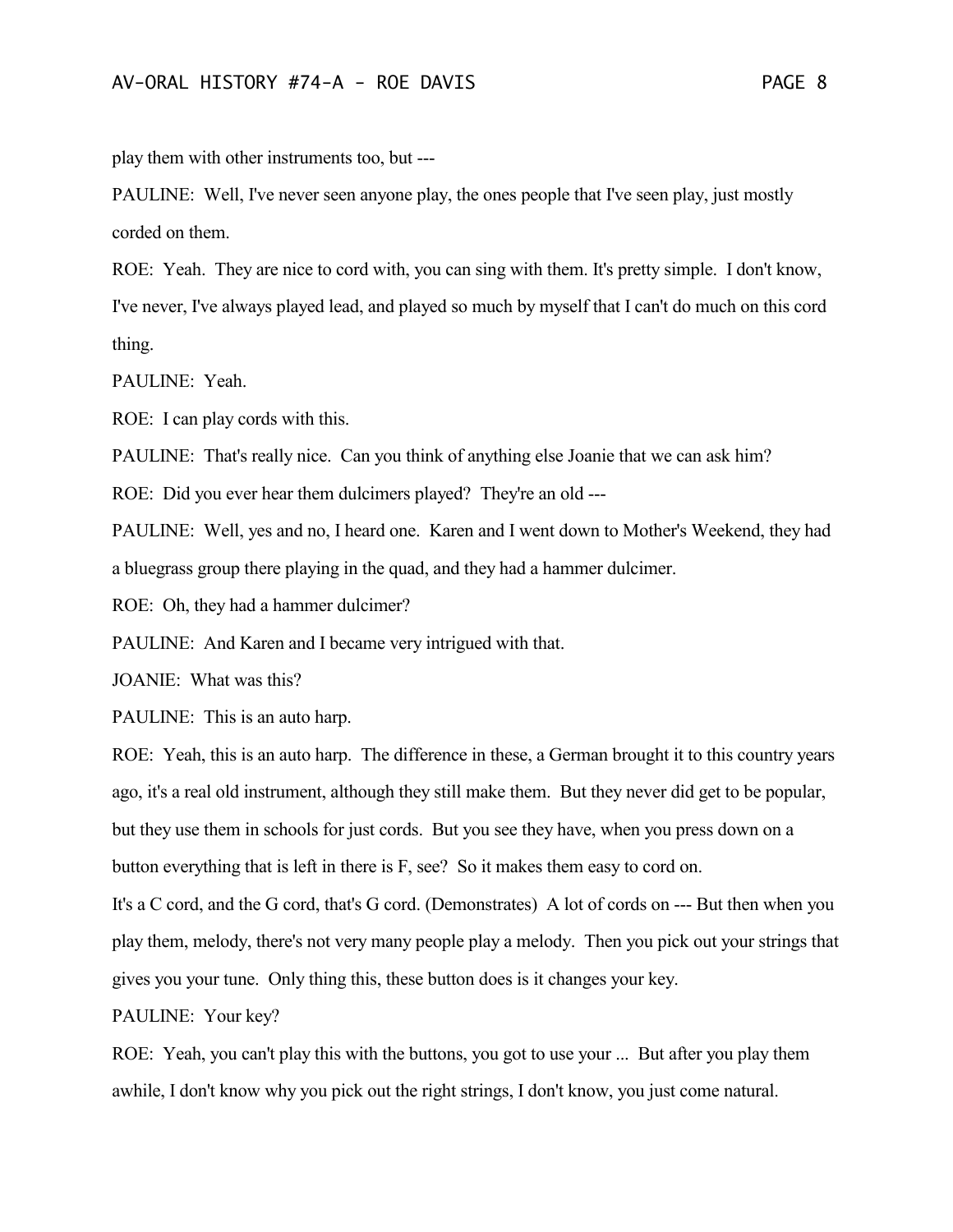play them with other instruments too, but ---

PAULINE: Well, I've never seen anyone play, the ones people that I've seen play, just mostly corded on them.

ROE: Yeah. They are nice to cord with, you can sing with them. It's pretty simple. I don't know, I've never, I've always played lead, and played so much by myself that I can't do much on this cord thing.

PAULINE: Yeah.

ROE: I can play cords with this.

PAULINE: That's really nice. Can you think of anything else Joanie that we can ask him?

ROE: Did you ever hear them dulcimers played? They're an old ---

PAULINE: Well, yes and no, I heard one. Karen and I went down to Mother's Weekend, they had a bluegrass group there playing in the quad, and they had a hammer dulcimer.

ROE: Oh, they had a hammer dulcimer?

PAULINE: And Karen and I became very intrigued with that.

JOANIE: What was this?

PAULINE: This is an auto harp.

ROE: Yeah, this is an auto harp. The difference in these, a German brought it to this country years ago, it's a real old instrument, although they still make them. But they never did get to be popular, but they use them in schools for just cords. But you see they have, when you press down on a button everything that is left in there is F, see? So it makes them easy to cord on.

It's a C cord, and the G cord, that's G cord. (Demonstrates) A lot of cords on --- But then when you play them, melody, there's not very many people play a melody. Then you pick out your strings that gives you your tune. Only thing this, these button does is it changes your key.

PAULINE: Your key?

ROE: Yeah, you can't play this with the buttons, you got to use your ... But after you play them awhile, I don't know why you pick out the right strings, I don't know, you just come natural.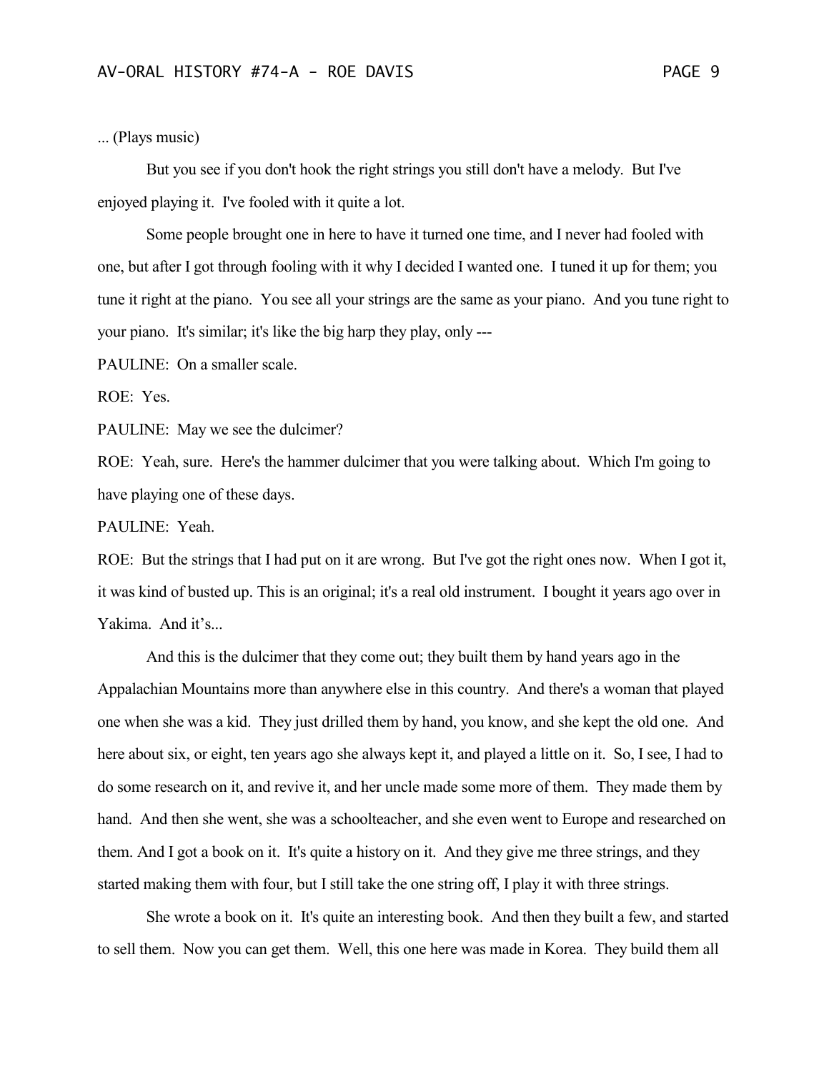... (Plays music)

But you see if you don't hook the right strings you still don't have a melody. But I've enjoyed playing it. I've fooled with it quite a lot.

Some people brought one in here to have it turned one time, and I never had fooled with one, but after I got through fooling with it why I decided I wanted one. I tuned it up for them; you tune it right at the piano. You see all your strings are the same as your piano. And you tune right to your piano. It's similar; it's like the big harp they play, only ---

PAULINE: On a smaller scale.

ROE: Yes.

PAULINE: May we see the dulcimer?

ROE: Yeah, sure. Here's the hammer dulcimer that you were talking about. Which I'm going to have playing one of these days.

PAULINE: Yeah.

ROE: But the strings that I had put on it are wrong. But I've got the right ones now. When I got it, it was kind of busted up. This is an original; it's a real old instrument. I bought it years ago over in Yakima. And it's...

And this is the dulcimer that they come out; they built them by hand years ago in the Appalachian Mountains more than anywhere else in this country. And there's a woman that played one when she was a kid. They just drilled them by hand, you know, and she kept the old one. And here about six, or eight, ten years ago she always kept it, and played a little on it. So, I see, I had to do some research on it, and revive it, and her uncle made some more of them. They made them by hand. And then she went, she was a schoolteacher, and she even went to Europe and researched on them. And I got a book on it. It's quite a history on it. And they give me three strings, and they started making them with four, but I still take the one string off, I play it with three strings.

She wrote a book on it. It's quite an interesting book. And then they built a few, and started to sell them. Now you can get them. Well, this one here was made in Korea. They build them all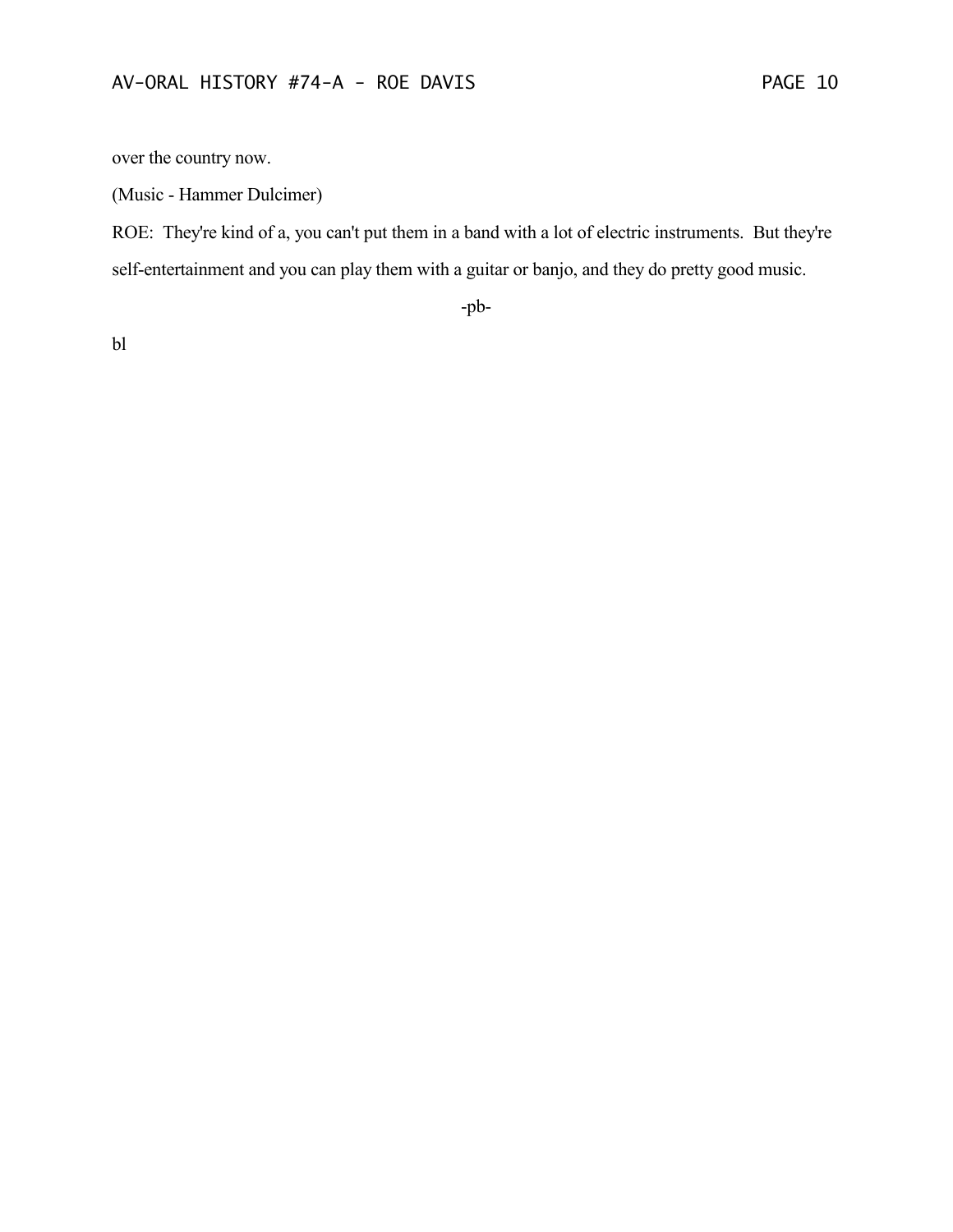over the country now.

(Music - Hammer Dulcimer)

ROE: They're kind of a, you can't put them in a band with a lot of electric instruments. But they're self-entertainment and you can play them with a guitar or banjo, and they do pretty good music.

-pb-

bl